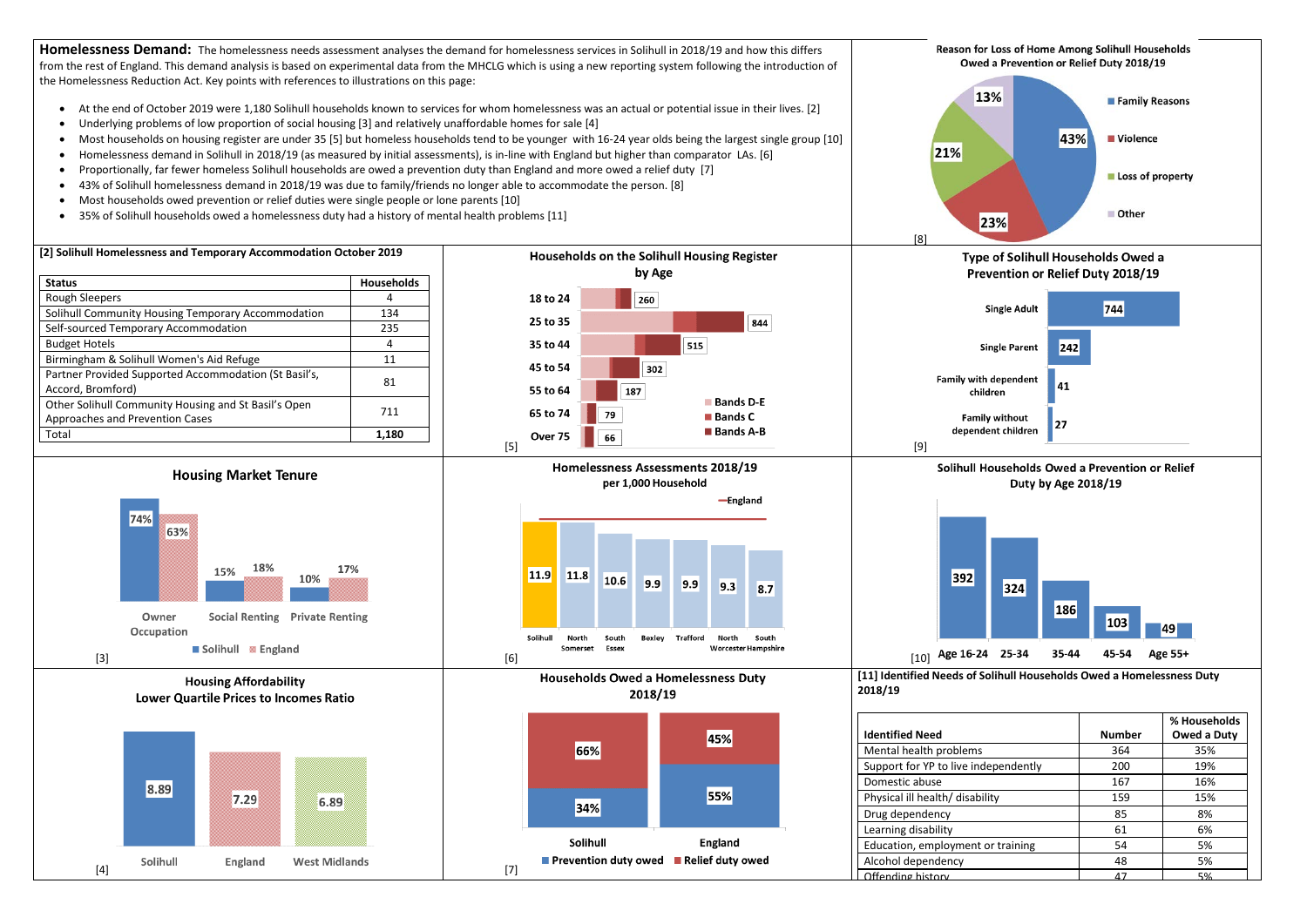**Homelessness Demand:** The homelessness needs assessment analyses the demand for homelessness services in Solihull in 2018/19 and how this differs from the rest of England. This demand analysis is based on experimental data from the MHCLG which is using a new reporting system following the introduction of the Homelessness Reduction Act. Key points with references to illustrations on this page:

- At the end of October 2019 were 1,180 Solihull households known to services for whom homelessness was an actual or potential issue in their lives. [2]
- Underlying problems of low proportion of social housing [3] and relatively unaffordable homes for sale [4]
- Most households on housing register are under 35 [5] but homeless households tend to be younger with 16-24 year olds being the largest single group [10]
- Homelessness demand in Solihull in 2018/19 (as measured by initial assessments), is in-line with England but higher than comparator LAs. [6]
- Proportionally, far fewer homeless Solihull households are owed a prevention duty than England and more owed a relief duty [7]
- 43% of Solihull homelessness demand in 2018/19 was due to family/friends no longer able to accommodate the person. [8]
- Most households owed prevention or relief duties were single people or lone parents [10]
- 35% of Solihull households owed a homelessness duty had a history of mental health problems [11]

**Reason for Loss of Home Among Solihull Households Owed a Prevention or Relief Duty 2018/19** [8]

- Family Reasons: 43%
- Violence: 23%
- Loss of property: 21%
- Other: 13%

**[2] Solihull Homelessness and Temporary Accommodation October 2019**

| Status | Households |
|---|---|
| Rough Sleepers | 4 |
| Solihull Community Housing Temporary Accommodation | 134 |
| Self-sourced Temporary Accommodation | 235 |
| Budget Hotels | 4 |
| Birmingham & Solihull Women's Aid Refuge | 11 |
| Partner Provided Supported Accommodation (St Basil's, Accord, Bromford) | 81 |
| Other Solihull Community Housing and St Basil's Open Approaches and Prevention Cases | 711 |
| Total | 1,180 |

**Households on the Solihull Housing Register by Age** [5]

| Age | Households (Bands D-E, Bands C, Bands A-B) |
|---|---|
| 18 to 24 | 260 |
| 25 to 35 | 844 |
| 35 to 44 | 515 |
| 45 to 54 | 302 |
| 55 to 64 | 187 |
| 65 to 74 | 79 |
| Over 75 | 66 |

**Type of Solihull Households Owed a Prevention or Relief Duty 2018/19** [9]

| Type | Households |
|---|---|
| Single Adult | 744 |
| Single Parent | 242 |
| Family with dependent children | 41 |
| Family without dependent children | 27 |

**Housing Market Tenure** [3]

| Tenure | Solihull | England |
|---|---|---|
| Owner Occupation | 74% | 63% |
| Social Renting | 15% | 18% |
| Private Renting | 10% | 17% |

**Homelessness Assessments 2018/19 per 1,000 Household** [6]

| Area | Rate |
|---|---|
| Solihull | 11.9 |
| North Somerset | 11.8 |
| South Essex | 10.6 |
| Bexley | 9.9 |
| Trafford | 9.9 |
| North Worcester | 9.3 |
| South Hampshire | 8.7 |

(Line: England)

**Solihull Households Owed a Prevention or Relief Duty by Age 2018/19** [10]

| Age | Households |
|---|---|
| Age 16-24 | 392 |
| 25-34 | 324 |
| 35-44 | 186 |
| 45-54 | 103 |
| Age 55+ | 49 |

**Housing Affordability Lower Quartile Prices to Incomes Ratio** [4]

| Area | Ratio |
|---|---|
| Solihull | 8.89 |
| England | 7.29 |
| West Midlands | 6.89 |

**Households Owed a Homelessness Duty 2018/19** [7]

| | Prevention duty owed | Relief duty owed |
|---|---|---|
| Solihull | 34% | 66% |
| England | 55% | 45% |

**[11] Identified Needs of Solihull Households Owed a Homelessness Duty 2018/19**

| Identified Need | Number | % Households Owed a Duty |
|---|---|---|
| Mental health problems | 364 | 35% |
| Support for YP to live independently | 200 | 19% |
| Domestic abuse | 167 | 16% |
| Physical ill health/ disability | 159 | 15% |
| Drug dependency | 85 | 8% |
| Learning disability | 61 | 6% |
| Education, employment or training | 54 | 5% |
| Alcohol dependency | 48 | 5% |
| Offending history | 47 | 5% |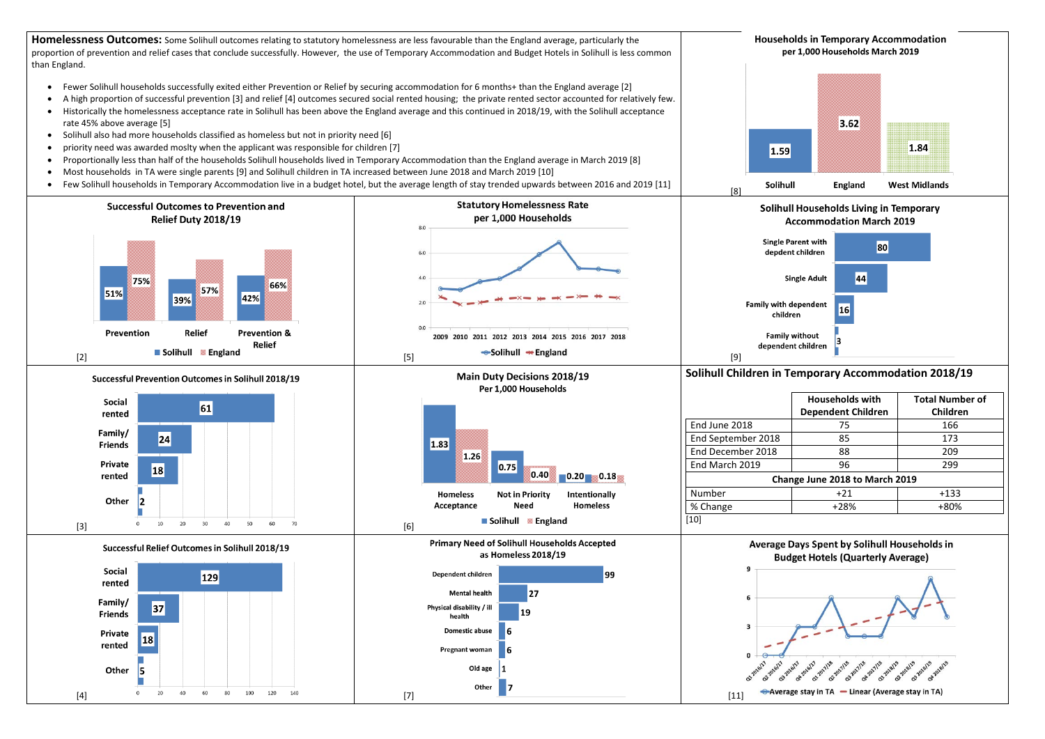**Homelessness Outcomes:** Some Solihull outcomes relating to statutory homelessness are less favourable than the England average, particularly the proportion of prevention and relief cases that conclude successfully. However, the use of Temporary Accommodation and Budget Hotels in Solihull is less common than England.

- Fewer Solihull households successfully exited either Prevention or Relief by securing accommodation for 6 months+ than the England average [2]
- A high proportion of successful prevention [3] and relief [4] outcomes secured social rented housing; the private rented sector accounted for relatively few.
- Historically the homelessness acceptance rate in Solihull has been above the England average and this continued in 2018/19, with the Solihull acceptance rate 45% above average [5]
- Solihull also had more households classified as homeless but not in priority need [6]
- priority need was awarded moslty when the applicant was responsible for children [7]
- Proportionally less than half of the households Solihull households lived in Temporary Accommodation than the England average in March 2019 [8]
- Most households in TA were single parents [9] and Solihull children in TA increased between June 2018 and March 2019 [10]
- Few Solihull households in Temporary Accommodation live in a budget hotel, but the average length of stay trended upwards between 2016 and 2019 [11]

Households in Temporary Accommodation per 1,000 Households March 2019

1.59
3.62
1.84
Solihull
England
West Midlands

[8]

Successful Outcomes to Prevention and Relief Duty 2018/19

51%
75%
39%
57%
42%
66%
Prevention
Relief
Prevention & Relief
Solihull
England

[2]

Statutory Homelessness Rate per 1,000 Households

8.0
6.0
4.0
2.0
0.0
2009 2010 2011 2012 2013 2014 2015 2016 2017 2018
Solihull
England

[5]

Solihull Households Living in Temporary Accommodation March 2019

Single Parent with depdent children 80
Single Adult 44
Family with dependent children 16
Family without dependent children 3

[9]

Successful Prevention Outcomes in Solihull 2018/19

Social rented 61
Family/ Friends 24
Private rented 18
Other 2
0 10 20 30 40 50 60 70

[3]

Main Duty Decisions 2018/19 Per 1,000 Households

1.83
1.26
0.75
0.40
0.20
0.18
Homeless Acceptance
Not in Priority Need
Intentionally Homeless
Solihull
England

[6]

## Solihull Children in Temporary Accommodation 2018/19

| | Households with Dependent Children | Total Number of Children |
|---|---|---|
| End June 2018 | 75 | 166 |
| End September 2018 | 85 | 173 |
| End December 2018 | 88 | 209 |
| End March 2019 | 96 | 299 |
| Change June 2018 to March 2019 | | |
| Number | +21 | +133 |
| % Change | +28% | +80% |

[10]

Successful Relief Outcomes in Solihull 2018/19

Social rented 129
Family/ Friends 37
Private rented 18
Other 5
0 20 40 60 80 100 120 140

[4]

Primary Need of Solihull Households Accepted as Homeless 2018/19

Dependent children 99
Mental health 27
Physical disability / ill health 19
Domestic abuse 6
Pregnant woman 6
Old age 1
Other 7

[7]

Average Days Spent by Solihull Households in Budget Hotels (Quarterly Average)

9
6
3
0
Q1 2016/17 Q2 2016/17 Q3 2016/17 Q4 2016/17 Q1 2017/18 Q2 2017/18 Q3 2017/18 Q4 2017/18 Q1 2018/19 Q2 2018/19 Q3 2018/19 Q4 2018/19
Average stay in TA
Linear (Average stay in TA)

[11]